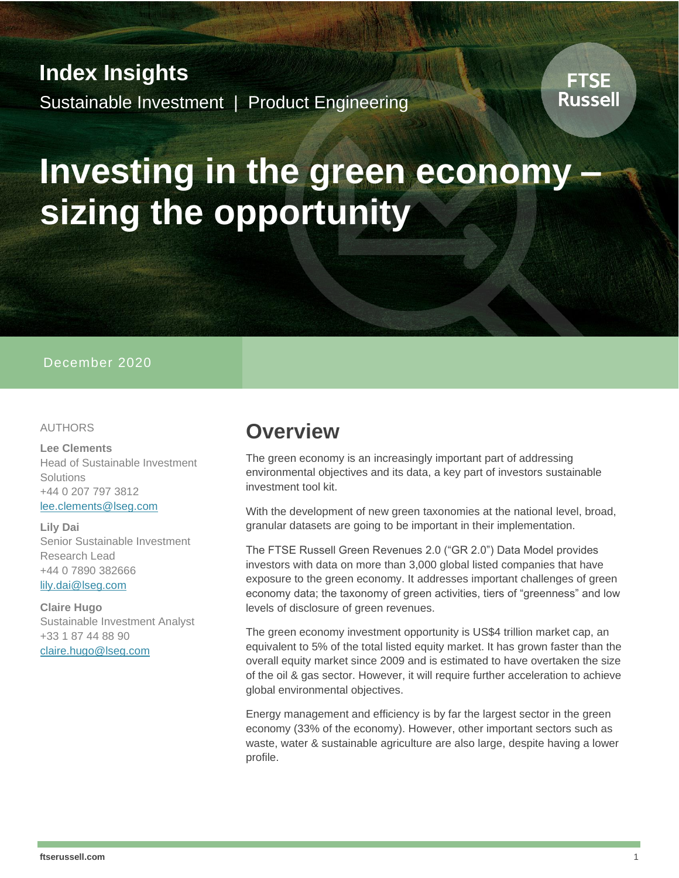## Index Insights

Sustainable Investment | Product Engineering

FTSE Russell

# Investing in the green economy – sizing the opportunity

December 2020

AUTHORS

**Lee Clements**
Head of Sustainable Investment Solutions
+44 0 207 797 3812
lee.clements@lseg.com

**Lily Dai**
Senior Sustainable Investment Research Lead
+44 0 7890 382666
lily.dai@lseg.com

**Claire Hugo**
Sustainable Investment Analyst
+33 1 87 44 88 90
claire.hugo@lseg.com

## Overview

The green economy is an increasingly important part of addressing environmental objectives and its data, a key part of investors sustainable investment tool kit.

With the development of new green taxonomies at the national level, broad, granular datasets are going to be important in their implementation.

The FTSE Russell Green Revenues 2.0 ("GR 2.0") Data Model provides investors with data on more than 3,000 global listed companies that have exposure to the green economy. It addresses important challenges of green economy data; the taxonomy of green activities, tiers of "greenness" and low levels of disclosure of green revenues.

The green economy investment opportunity is US$4 trillion market cap, an equivalent to 5% of the total listed equity market. It has grown faster than the overall equity market since 2009 and is estimated to have overtaken the size of the oil & gas sector. However, it will require further acceleration to achieve global environmental objectives.

Energy management and efficiency is by far the largest sector in the green economy (33% of the economy). However, other important sectors such as waste, water & sustainable agriculture are also large, despite having a lower profile.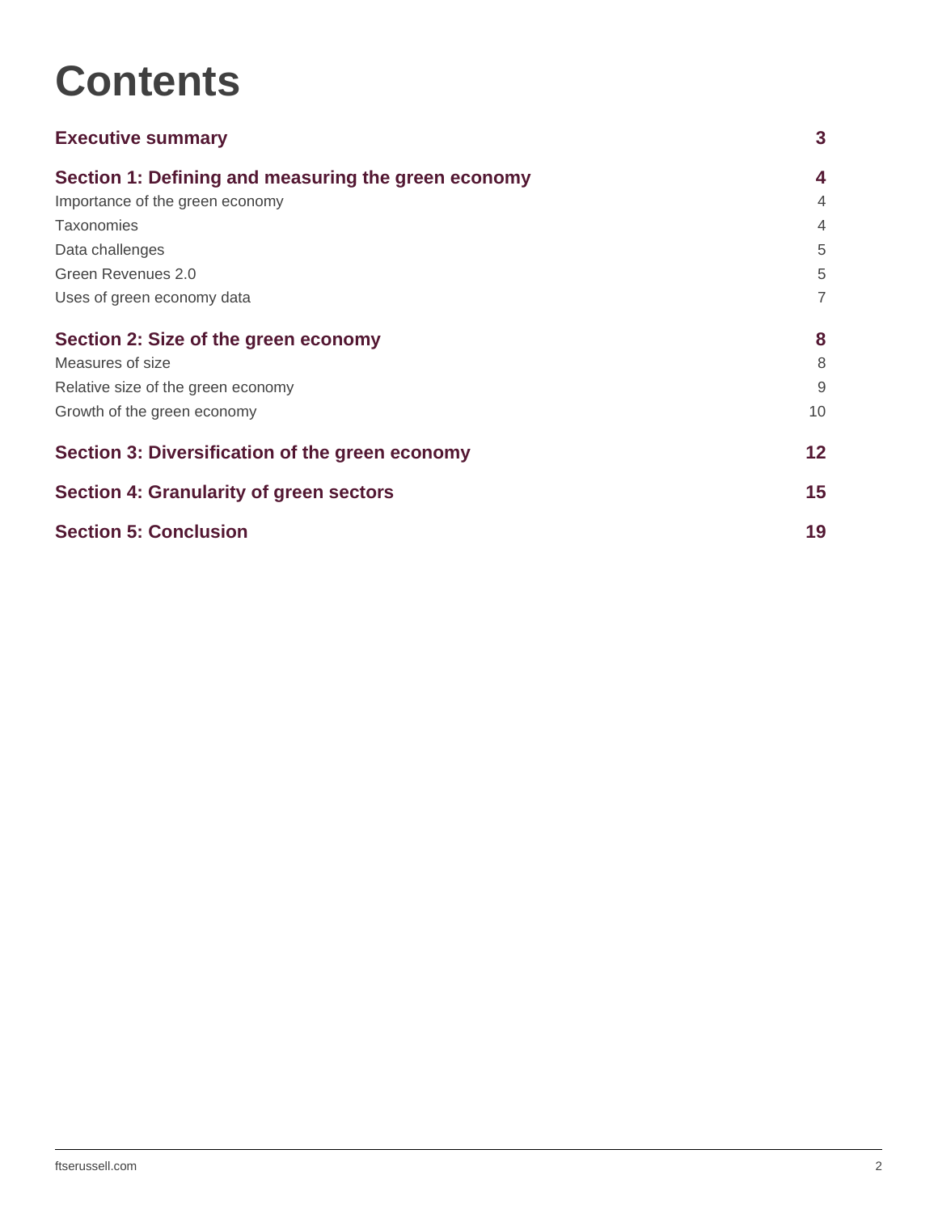# Contents

| | |
|---|---|
| **Executive summary** | **3** |
| **Section 1: Defining and measuring the green economy** | **4** |
| Importance of the green economy | 4 |
| Taxonomies | 4 |
| Data challenges | 5 |
| Green Revenues 2.0 | 5 |
| Uses of green economy data | 7 |
| **Section 2: Size of the green economy** | **8** |
| Measures of size | 8 |
| Relative size of the green economy | 9 |
| Growth of the green economy | 10 |
| **Section 3: Diversification of the green economy** | **12** |
| **Section 4: Granularity of green sectors** | **15** |
| **Section 5: Conclusion** | **19** |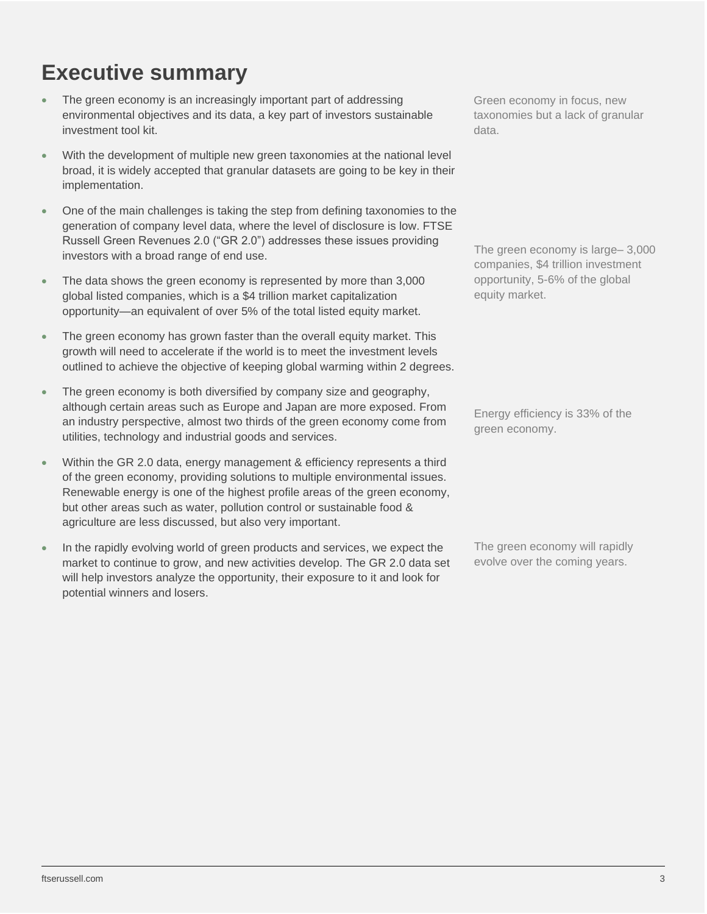# Executive summary

- The green economy is an increasingly important part of addressing environmental objectives and its data, a key part of investors sustainable investment tool kit.

Green economy in focus, new taxonomies but a lack of granular data.

- With the development of multiple new green taxonomies at the national level broad, it is widely accepted that granular datasets are going to be key in their implementation.
- One of the main challenges is taking the step from defining taxonomies to the generation of company level data, where the level of disclosure is low. FTSE Russell Green Revenues 2.0 ("GR 2.0") addresses these issues providing investors with a broad range of end use.

The green economy is large– 3,000 companies, $4 trillion investment opportunity, 5-6% of the global equity market.

- The data shows the green economy is represented by more than 3,000 global listed companies, which is a $4 trillion market capitalization opportunity—an equivalent of over 5% of the total listed equity market.
- The green economy has grown faster than the overall equity market. This growth will need to accelerate if the world is to meet the investment levels outlined to achieve the objective of keeping global warming within 2 degrees.
- The green economy is both diversified by company size and geography, although certain areas such as Europe and Japan are more exposed. From an industry perspective, almost two thirds of the green economy come from utilities, technology and industrial goods and services.

Energy efficiency is 33% of the green economy.

- Within the GR 2.0 data, energy management & efficiency represents a third of the green economy, providing solutions to multiple environmental issues. Renewable energy is one of the highest profile areas of the green economy, but other areas such as water, pollution control or sustainable food & agriculture are less discussed, but also very important.

The green economy will rapidly evolve over the coming years.

- In the rapidly evolving world of green products and services, we expect the market to continue to grow, and new activities develop. The GR 2.0 data set will help investors analyze the opportunity, their exposure to it and look for potential winners and losers.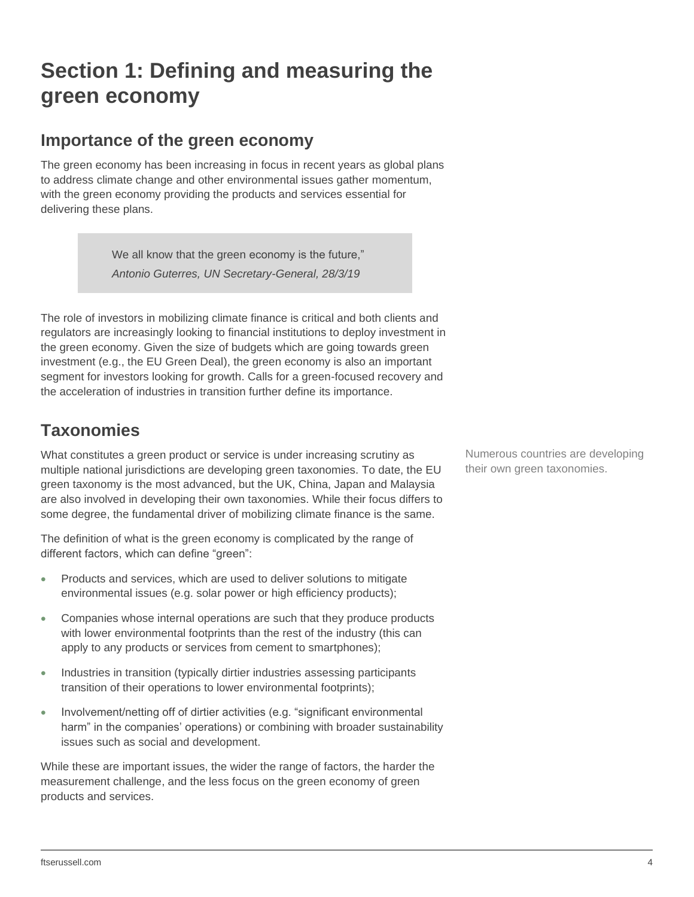# Section 1: Defining and measuring the green economy

## Importance of the green economy

The green economy has been increasing in focus in recent years as global plans to address climate change and other environmental issues gather momentum, with the green economy providing the products and services essential for delivering these plans.

> We all know that the green economy is the future,"
> *Antonio Guterres, UN Secretary-General, 28/3/19*

The role of investors in mobilizing climate finance is critical and both clients and regulators are increasingly looking to financial institutions to deploy investment in the green economy. Given the size of budgets which are going towards green investment (e.g., the EU Green Deal), the green economy is also an important segment for investors looking for growth. Calls for a green-focused recovery and the acceleration of industries in transition further define its importance.

## Taxonomies

Numerous countries are developing their own green taxonomies.

What constitutes a green product or service is under increasing scrutiny as multiple national jurisdictions are developing green taxonomies. To date, the EU green taxonomy is the most advanced, but the UK, China, Japan and Malaysia are also involved in developing their own taxonomies. While their focus differs to some degree, the fundamental driver of mobilizing climate finance is the same.

The definition of what is the green economy is complicated by the range of different factors, which can define "green":

- Products and services, which are used to deliver solutions to mitigate environmental issues (e.g. solar power or high efficiency products);
- Companies whose internal operations are such that they produce products with lower environmental footprints than the rest of the industry (this can apply to any products or services from cement to smartphones);
- Industries in transition (typically dirtier industries assessing participants transition of their operations to lower environmental footprints);
- Involvement/netting off of dirtier activities (e.g. "significant environmental harm" in the companies' operations) or combining with broader sustainability issues such as social and development.

While these are important issues, the wider the range of factors, the harder the measurement challenge, and the less focus on the green economy of green products and services.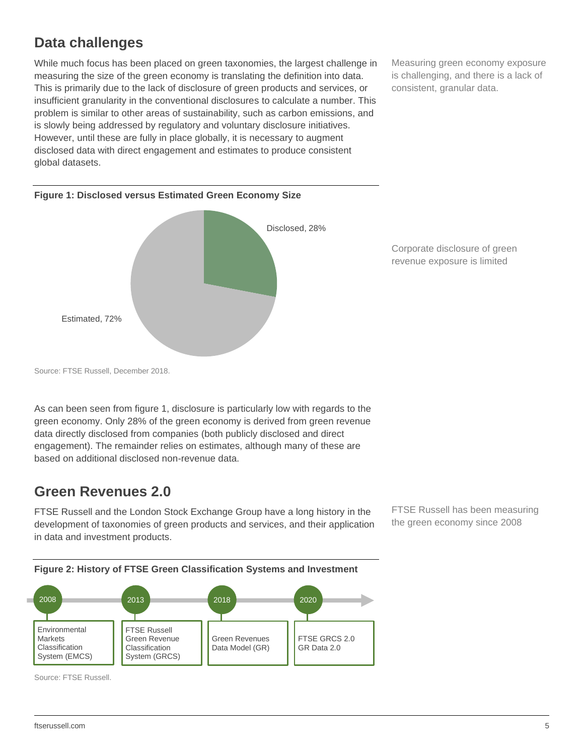## Data challenges

While much focus has been placed on green taxonomies, the largest challenge in measuring the size of the green economy is translating the definition into data. This is primarily due to the lack of disclosure of green products and services, or insufficient granularity in the conventional disclosures to calculate a number. This problem is similar to other areas of sustainability, such as carbon emissions, and is slowly being addressed by regulatory and voluntary disclosure initiatives. However, until these are fully in place globally, it is necessary to augment disclosed data with direct engagement and estimates to produce consistent global datasets.

Measuring green economy exposure is challenging, and there is a lack of consistent, granular data.

**Figure 1: Disclosed versus Estimated Green Economy Size**

Disclosed, 28%

Estimated, 72%

Source: FTSE Russell, December 2018.

Corporate disclosure of green revenue exposure is limited

As can been seen from figure 1, disclosure is particularly low with regards to the green economy. Only 28% of the green economy is derived from green revenue data directly disclosed from companies (both publicly disclosed and direct engagement). The remainder relies on estimates, although many of these are based on additional disclosed non-revenue data.

## Green Revenues 2.0

FTSE Russell and the London Stock Exchange Group have a long history in the development of taxonomies of green products and services, and their application in data and investment products.

FTSE Russell has been measuring the green economy since 2008

**Figure 2: History of FTSE Green Classification Systems and Investment**

| 2008 | 2013 | 2018 | 2020 |
|---|---|---|---|
| Environmental Markets Classification System (EMCS) | FTSE Russell Green Revenue Classification System (GRCS) | Green Revenues Data Model (GR) | FTSE GRCS 2.0 GR Data 2.0 |

Source: FTSE Russell.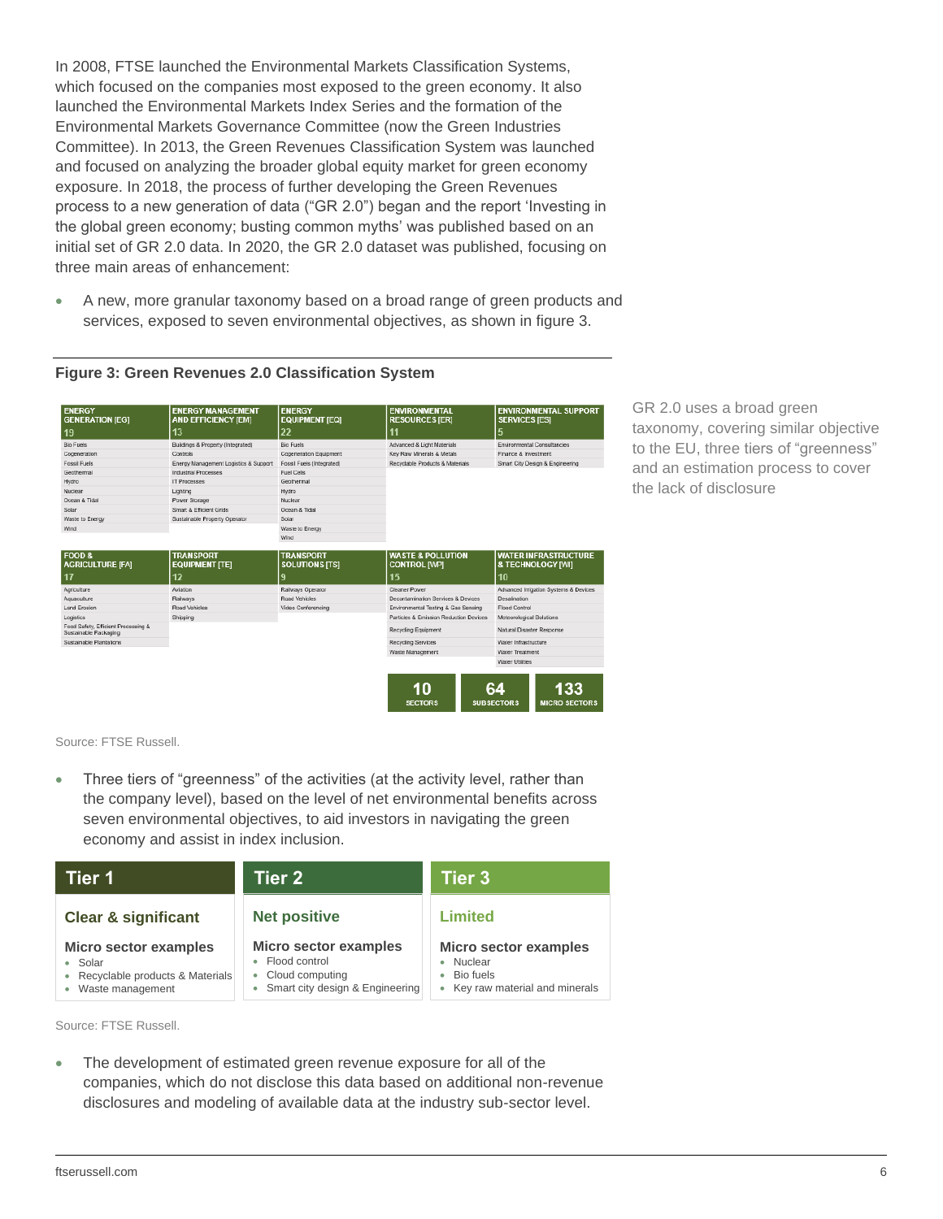In 2008, FTSE launched the Environmental Markets Classification Systems, which focused on the companies most exposed to the green economy. It also launched the Environmental Markets Index Series and the formation of the Environmental Markets Governance Committee (now the Green Industries Committee). In 2013, the Green Revenues Classification System was launched and focused on analyzing the broader global equity market for green economy exposure. In 2018, the process of further developing the Green Revenues process to a new generation of data ("GR 2.0") began and the report 'Investing in the global green economy; busting common myths' was published based on an initial set of GR 2.0 data. In 2020, the GR 2.0 dataset was published, focusing on three main areas of enhancement:

- A new, more granular taxonomy based on a broad range of green products and services, exposed to seven environmental objectives, as shown in figure 3.

**Figure 3: Green Revenues 2.0 Classification System**

| ENERGY GENERATION [EG] 19 | ENERGY MANAGEMENT AND EFFICIENCY [EM] 13 | ENERGY EQUIPMENT [EQ] 22 | ENVIRONMENTAL RESOURCES [ER] 11 | ENVIRONMENTAL SUPPORT SERVICES [ES] 5 |
|---|---|---|---|---|
| Bio Fuels | Buildings & Property (Integrated) | Bio Fuels | Advanced & Light Materials | Environmental Consultancies |
| Cogeneration | Controls | Cogeneration Equipment | Key Raw Minerals & Metals | Finance & Investment |
| Fossil Fuels | Energy Management Logistics & Support | Fossil Fuels (Integrated) | Recyclable Products & Materials | Smart City Design & Engineering |
| Geothermal | Industrial Processes | Fuel Cells | | |
| Hydro | IT Processes | Geothermal | | |
| Nuclear | Lighting | Hydro | | |
| Ocean & Tidal | Power Storage | Nuclear | | |
| Solar | Smart & Efficient Grids | Ocean & Tidal | | |
| Waste to Energy | Sustainable Property Operator | Solar | | |
| Wind | | Waste to Energy | | |
| | | Wind | | |

| FOOD & AGRICULTURE [FA] 17 | TRANSPORT EQUIPMENT [TE] 12 | TRANSPORT SOLUTIONS [TS] 9 | WASTE & POLLUTION CONTROL [WP] 15 | WATER INFRASTRUCTURE & TECHNOLOGY [WI] 10 |
|---|---|---|---|---|
| Agriculture | Aviation | Railways Operator | Cleaner Power | Advanced Irrigation Systems & Devices |
| Aquaculture | Railways | Road Vehicles | Decontamination Services & Devices | Desalination |
| Land Erosion | Road Vehicles | Video Conferencing | Environmental Testing & Gas Sensing | Flood Control |
| Logistics | Shipping | | Particles & Emission Reduction Devices | Meteorological Solutions |
| Food Safety, Efficient Processing & Sustainable Packaging | | | Recycling Equipment | Natural Disaster Response |
| Sustainable Plantations | | | Recycling Services | Water Infrastructure |
| | | | Waste Management | Water Treatment |
| | | | | Water Utilities |

10 SECTORS | 64 SUBSECTORS | 133 MICRO SECTORS

Source: FTSE Russell.

GR 2.0 uses a broad green taxonomy, covering similar objective to the EU, three tiers of "greenness" and an estimation process to cover the lack of disclosure

- Three tiers of "greenness" of the activities (at the activity level, rather than the company level), based on the level of net environmental benefits across seven environmental objectives, to aid investors in navigating the green economy and assist in index inclusion.

| Tier 1 | Tier 2 | Tier 3 |
|---|---|---|
| **Clear & significant** | **Net positive** | **Limited** |
| **Micro sector examples** | **Micro sector examples** | **Micro sector examples** |
| • Solar<br>• Recyclable products & Materials<br>• Waste management | • Flood control<br>• Cloud computing<br>• Smart city design & Engineering | • Nuclear<br>• Bio fuels<br>• Key raw material and minerals |

Source: FTSE Russell.

- The development of estimated green revenue exposure for all of the companies, which do not disclose this data based on additional non-revenue disclosures and modeling of available data at the industry sub-sector level.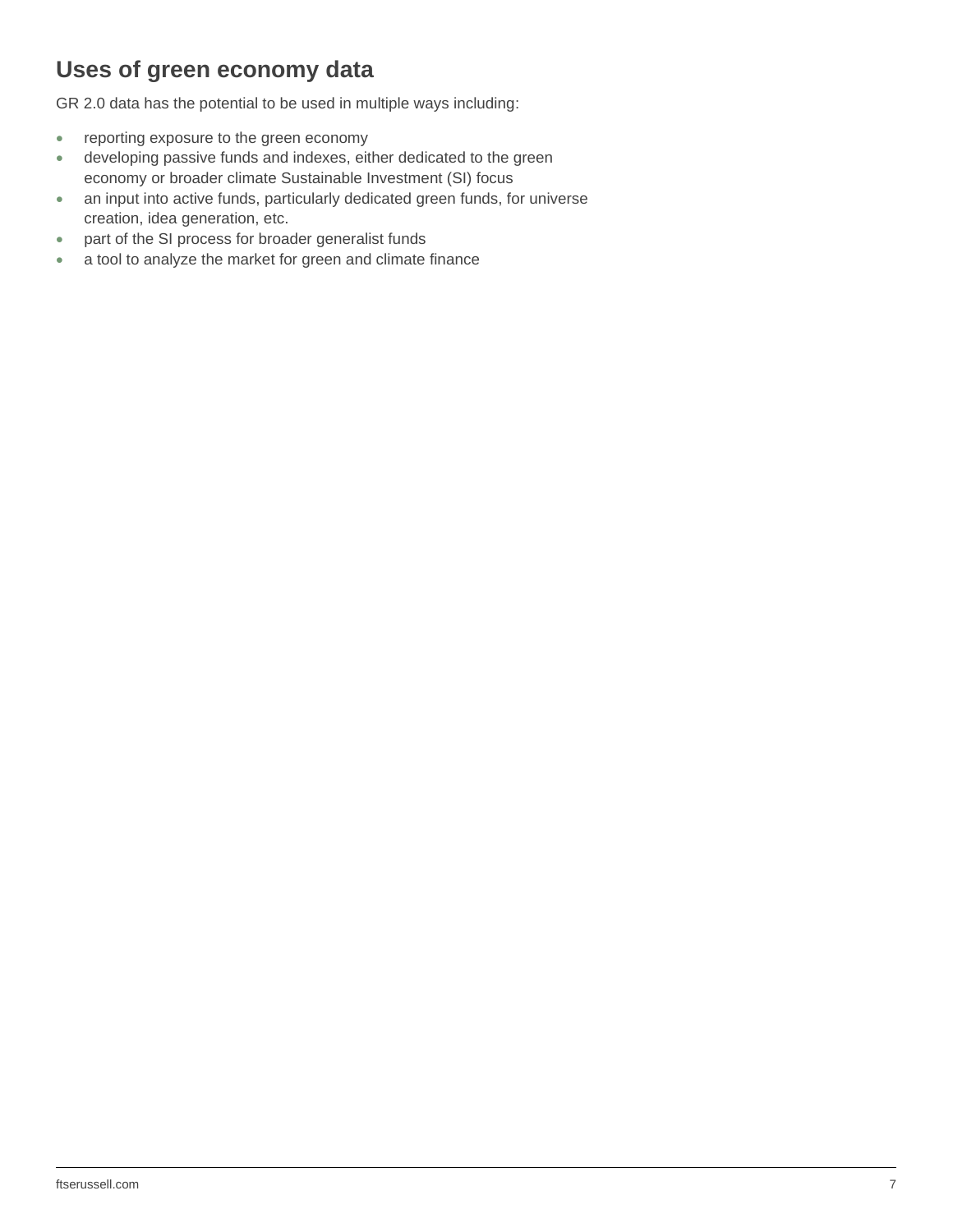## Uses of green economy data

GR 2.0 data has the potential to be used in multiple ways including:

- reporting exposure to the green economy
- developing passive funds and indexes, either dedicated to the green economy or broader climate Sustainable Investment (SI) focus
- an input into active funds, particularly dedicated green funds, for universe creation, idea generation, etc.
- part of the SI process for broader generalist funds
- a tool to analyze the market for green and climate finance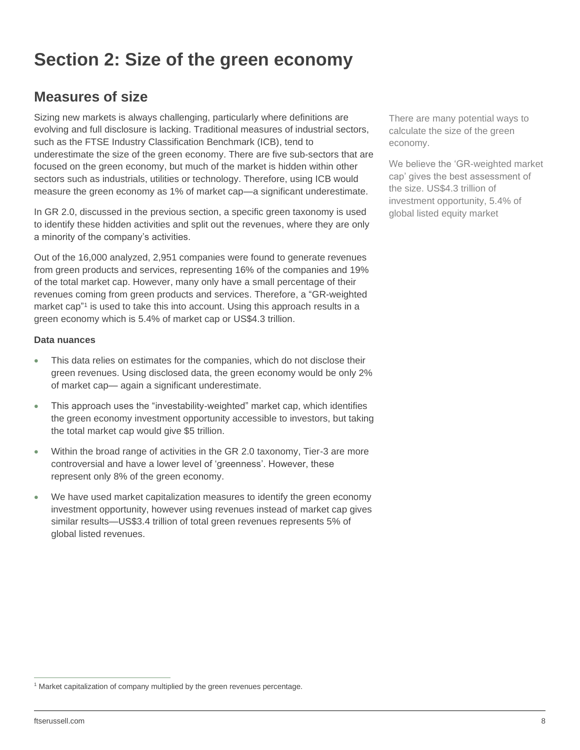# Section 2: Size of the green economy

## Measures of size

Sizing new markets is always challenging, particularly where definitions are evolving and full disclosure is lacking. Traditional measures of industrial sectors, such as the FTSE Industry Classification Benchmark (ICB), tend to underestimate the size of the green economy. There are five sub-sectors that are focused on the green economy, but much of the market is hidden within other sectors such as industrials, utilities or technology. Therefore, using ICB would measure the green economy as 1% of market cap—a significant underestimate.

In GR 2.0, discussed in the previous section, a specific green taxonomy is used to identify these hidden activities and split out the revenues, where they are only a minority of the company's activities.

Out of the 16,000 analyzed, 2,951 companies were found to generate revenues from green products and services, representing 16% of the companies and 19% of the total market cap. However, many only have a small percentage of their revenues coming from green products and services. Therefore, a "GR-weighted market cap"[1] is used to take this into account. Using this approach results in a green economy which is 5.4% of market cap or US$4.3 trillion.

There are many potential ways to calculate the size of the green economy.

We believe the 'GR-weighted market cap' gives the best assessment of the size. US$4.3 trillion of investment opportunity, 5.4% of global listed equity market

**Data nuances**

- This data relies on estimates for the companies, which do not disclose their green revenues. Using disclosed data, the green economy would be only 2% of market cap— again a significant underestimate.
- This approach uses the "investability-weighted" market cap, which identifies the green economy investment opportunity accessible to investors, but taking the total market cap would give $5 trillion.
- Within the broad range of activities in the GR 2.0 taxonomy, Tier-3 are more controversial and have a lower level of 'greenness'. However, these represent only 8% of the green economy.
- We have used market capitalization measures to identify the green economy investment opportunity, however using revenues instead of market cap gives similar results—US$3.4 trillion of total green revenues represents 5% of global listed revenues.

[1] Market capitalization of company multiplied by the green revenues percentage.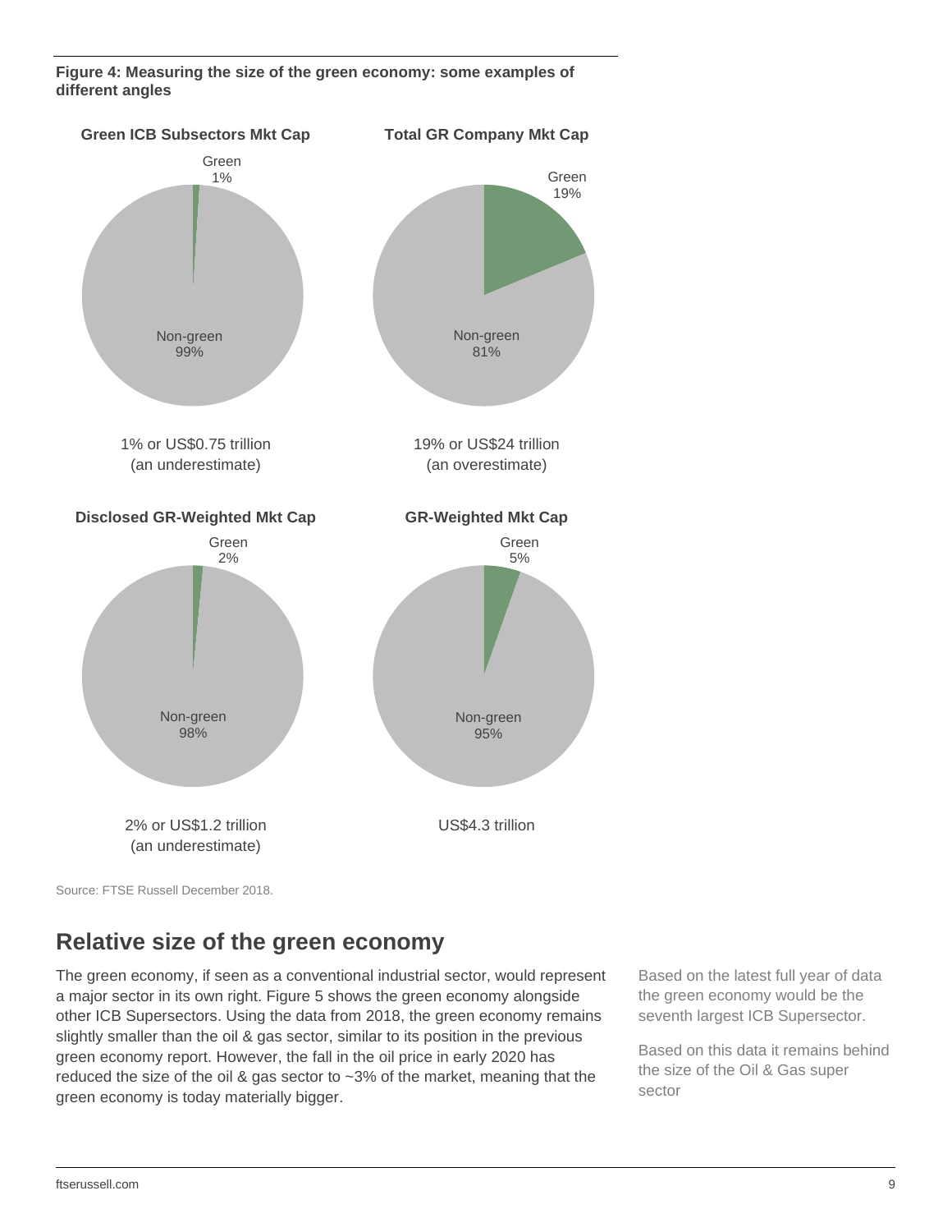**Figure 4: Measuring the size of the green economy: some examples of different angles**

**Green ICB Subsectors Mkt Cap**

Green 1%

Non-green 99%

1% or US$0.75 trillion (an underestimate)

**Total GR Company Mkt Cap**

Green 19%

Non-green 81%

19% or US$24 trillion (an overestimate)

**Disclosed GR-Weighted Mkt Cap**

Green 2%

Non-green 98%

2% or US$1.2 trillion (an underestimate)

**GR-Weighted Mkt Cap**

Green 5%

Non-green 95%

US$4.3 trillion

Source: FTSE Russell December 2018.

## Relative size of the green economy

The green economy, if seen as a conventional industrial sector, would represent a major sector in its own right. Figure 5 shows the green economy alongside other ICB Supersectors. Using the data from 2018, the green economy remains slightly smaller than the oil & gas sector, similar to its position in the previous green economy report. However, the fall in the oil price in early 2020 has reduced the size of the oil & gas sector to ~3% of the market, meaning that the green economy is today materially bigger.

Based on the latest full year of data the green economy would be the seventh largest ICB Supersector.

Based on this data it remains behind the size of the Oil & Gas super sector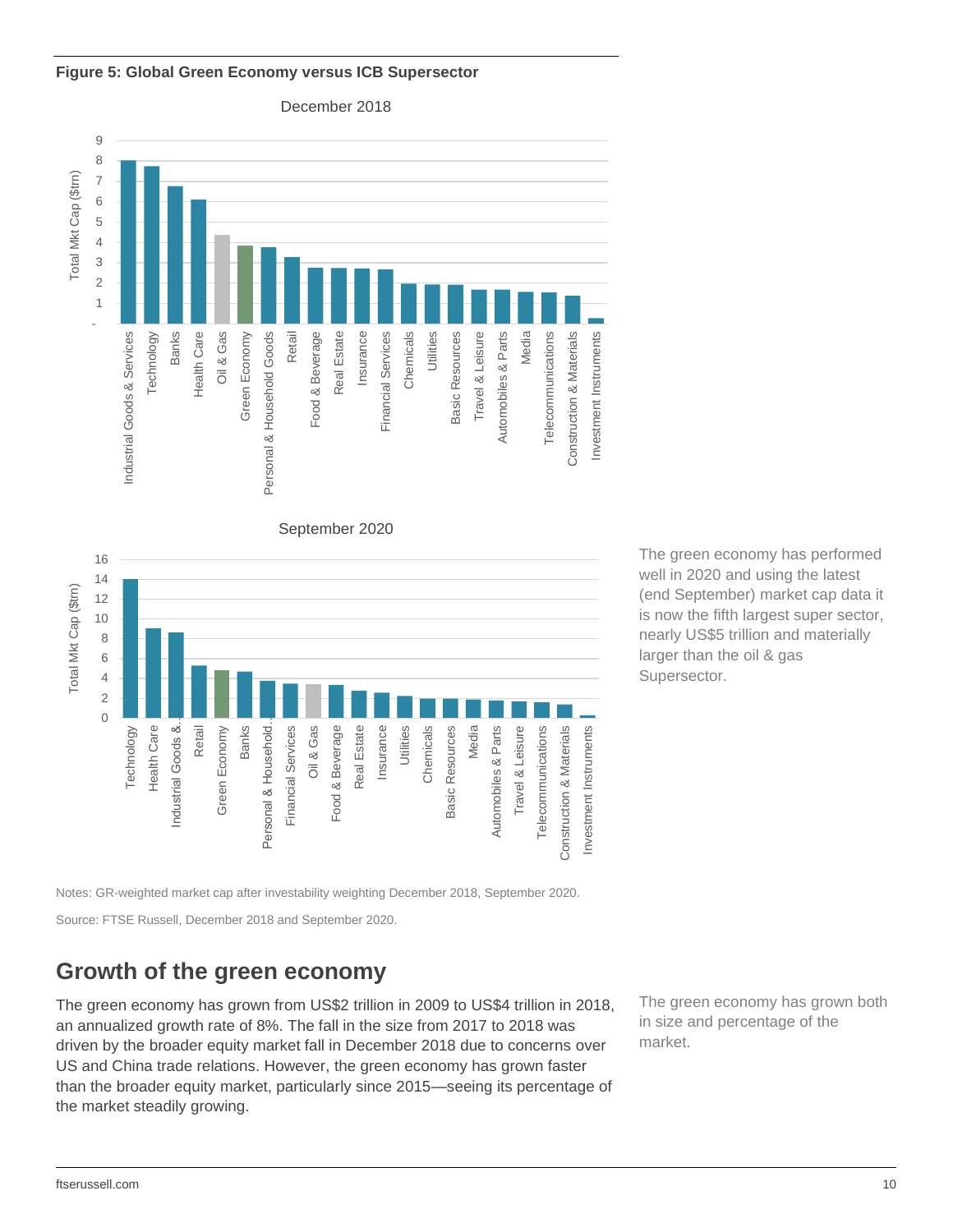**Figure 5: Global Green Economy versus ICB Supersector**

Notes: GR-weighted market cap after investability weighting December 2018, September 2020.

Source: FTSE Russell, December 2018 and September 2020.

The green economy has performed well in 2020 and using the latest (end September) market cap data it is now the fifth largest super sector, nearly US$5 trillion and materially larger than the oil & gas Supersector.

## Growth of the green economy

The green economy has grown from US$2 trillion in 2009 to US$4 trillion in 2018, an annualized growth rate of 8%. The fall in the size from 2017 to 2018 was driven by the broader equity market fall in December 2018 due to concerns over US and China trade relations. However, the green economy has grown faster than the broader equity market, particularly since 2015—seeing its percentage of the market steadily growing.

The green economy has grown both in size and percentage of the market.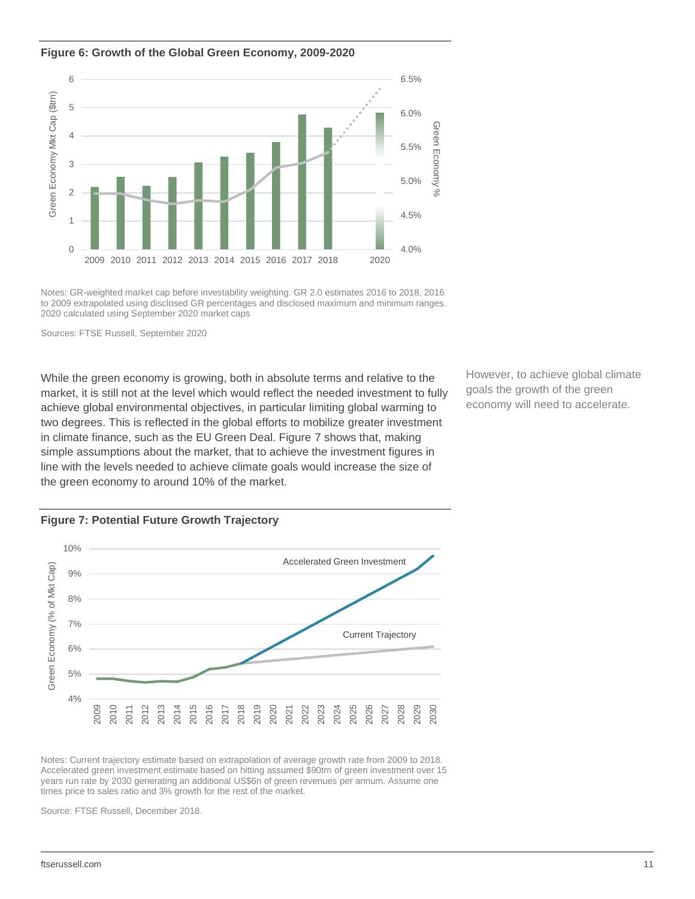**Figure 6: Growth of the Global Green Economy, 2009-2020**

Notes: GR-weighted market cap before investability weighting. GR 2.0 estimates 2016 to 2018, 2016 to 2009 extrapolated using disclosed GR percentages and disclosed maximum and minimum ranges. 2020 calculated using September 2020 market caps

Sources: FTSE Russell, September 2020

While the green economy is growing, both in absolute terms and relative to the market, it is still not at the level which would reflect the needed investment to fully achieve global environmental objectives, in particular limiting global warming to two degrees. This is reflected in the global efforts to mobilize greater investment in climate finance, such as the EU Green Deal. Figure 7 shows that, making simple assumptions about the market, that to achieve the investment figures in line with the levels needed to achieve climate goals would increase the size of the green economy to around 10% of the market.

However, to achieve global climate goals the growth of the green economy will need to accelerate.

**Figure 7: Potential Future Growth Trajectory**

Notes: Current trajectory estimate based on extrapolation of average growth rate from 2009 to 2018. Accelerated green investment estimate based on hitting assumed $90trn of green investment over 15 years run rate by 2030 generating an additional US$6n of green revenues per annum. Assume one times price to sales ratio and 3% growth for the rest of the market.

Source: FTSE Russell, December 2018.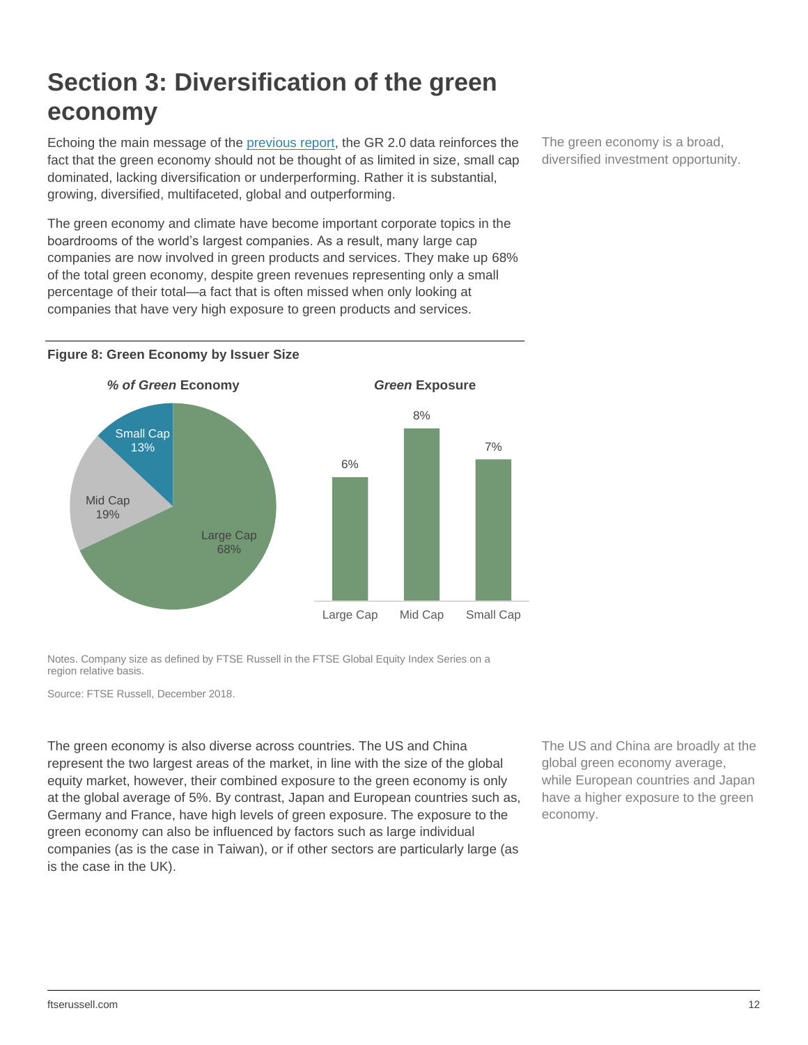# Section 3: Diversification of the green economy

Echoing the main message of the previous report, the GR 2.0 data reinforces the fact that the green economy should not be thought of as limited in size, small cap dominated, lacking diversification or underperforming. Rather it is substantial, growing, diversified, multifaceted, global and outperforming.

The green economy is a broad, diversified investment opportunity.

The green economy and climate have become important corporate topics in the boardrooms of the world's largest companies. As a result, many large cap companies are now involved in green products and services. They make up 68% of the total green economy, despite green revenues representing only a small percentage of their total—a fact that is often missed when only looking at companies that have very high exposure to green products and services.

**Figure 8: Green Economy by Issuer Size**

***% of Green* Economy**

| Issuer Size | % of Green Economy |
|---|---|
| Large Cap | 68% |
| Mid Cap | 19% |
| Small Cap | 13% |

***Green* Exposure**

| Issuer Size | Green Exposure |
|---|---|
| Large Cap | 6% |
| Mid Cap | 8% |
| Small Cap | 7% |

Notes. Company size as defined by FTSE Russell in the FTSE Global Equity Index Series on a region relative basis.

Source: FTSE Russell, December 2018.

The green economy is also diverse across countries. The US and China represent the two largest areas of the market, in line with the size of the global equity market, however, their combined exposure to the green economy is only at the global average of 5%. By contrast, Japan and European countries such as, Germany and France, have high levels of green exposure. The exposure to the green economy can also be influenced by factors such as large individual companies (as is the case in Taiwan), or if other sectors are particularly large (as is the case in the UK).

The US and China are broadly at the global green economy average, while European countries and Japan have a higher exposure to the green economy.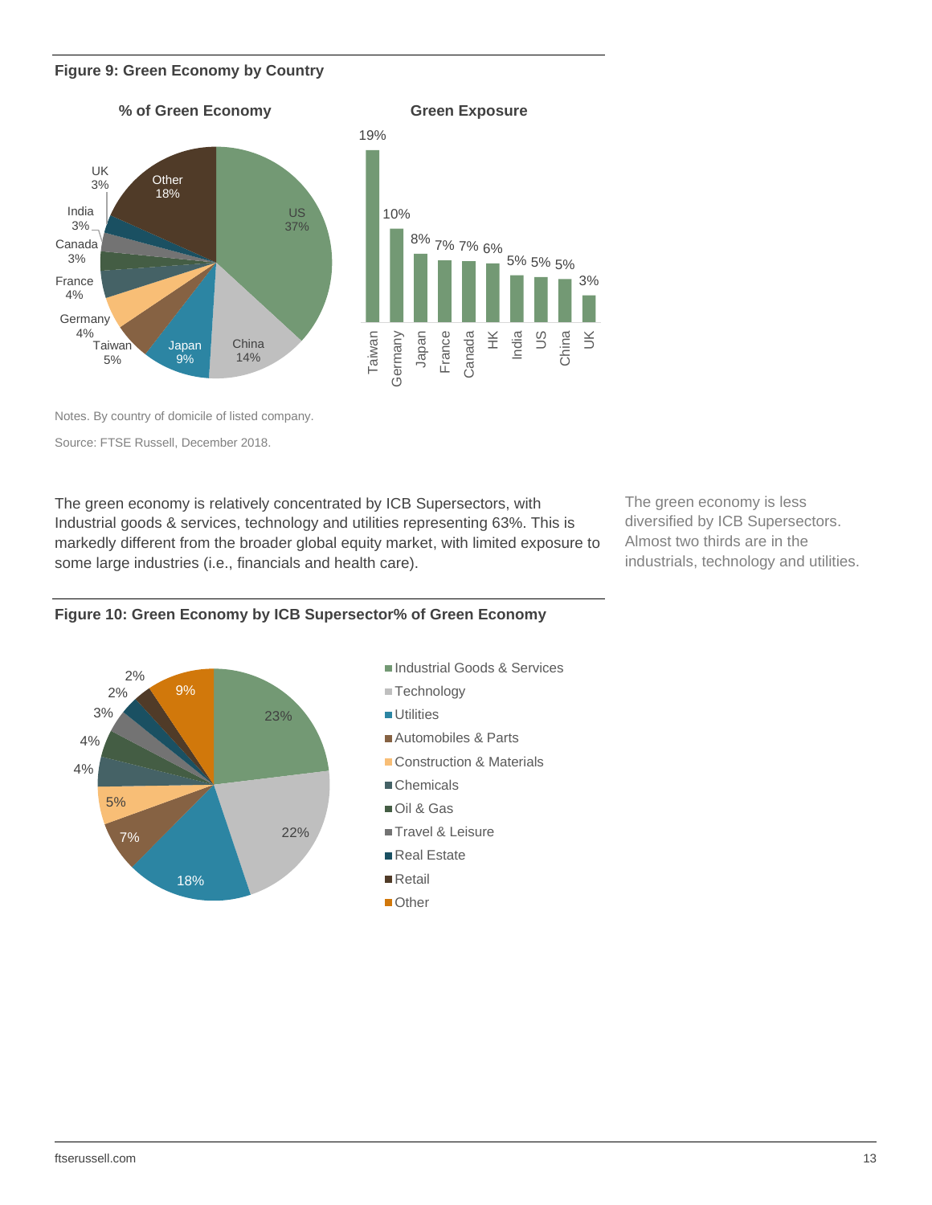**Figure 9: Green Economy by Country**

**% of Green Economy**

| Country | % |
|---|---|
| US | 37% |
| China | 14% |
| Japan | 9% |
| Taiwan | 5% |
| Germany | 4% |
| France | 4% |
| Canada | 3% |
| India | 3% |
| UK | 3% |
| Other | 18% |

**Green Exposure**

| Country | % |
|---|---|
| Taiwan | 19% |
| Germany | 10% |
| Japan | 8% |
| France | 7% |
| Canada | 7% |
| HK | 6% |
| India | 5% |
| US | 5% |
| China | 5% |
| UK | 3% |

Notes. By country of domicile of listed company.

Source: FTSE Russell, December 2018.

The green economy is relatively concentrated by ICB Supersectors, with Industrial goods & services, technology and utilities representing 63%. This is markedly different from the broader global equity market, with limited exposure to some large industries (i.e., financials and health care).

The green economy is less diversified by ICB Supersectors. Almost two thirds are in the industrials, technology and utilities.

**Figure 10: Green Economy by ICB Supersector% of Green Economy**

| Supersector | % |
|---|---|
| Industrial Goods & Services | 23% |
| Technology | 22% |
| Utilities | 18% |
| Automobiles & Parts | 7% |
| Construction & Materials | 5% |
| Chemicals | 4% |
| Oil & Gas | 4% |
| Travel & Leisure | 3% |
| Real Estate | 2% |
| Retail | 2% |
| Other | 9% |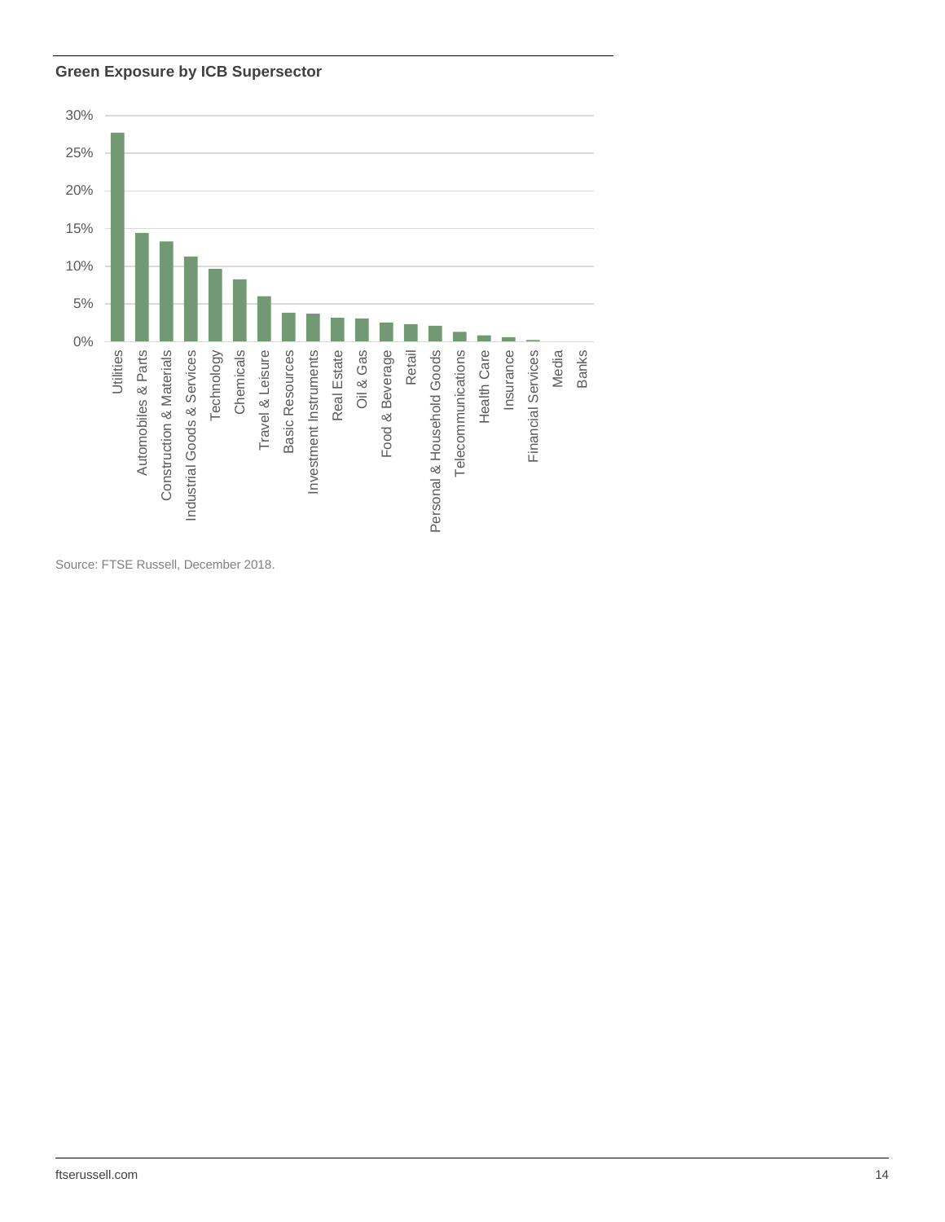**Green Exposure by ICB Supersector**

| Supersector | Green Exposure |
| --- | --- |
| Utilities | ~27.7% |
| Automobiles & Parts | ~14.4% |
| Construction & Materials | ~13.3% |
| Industrial Goods & Services | ~11.3% |
| Technology | ~9.6% |
| Chemicals | ~8.2% |
| Travel & Leisure | ~6.0% |
| Basic Resources | ~3.8% |
| Investment Instruments | ~3.7% |
| Real Estate | ~3.2% |
| Oil & Gas | ~3.1% |
| Food & Beverage | ~2.5% |
| Retail | ~2.3% |
| Personal & Household Goods | ~2.1% |
| Telecommunications | ~1.3% |
| Health Care | ~0.8% |
| Insurance | ~0.6% |
| Financial Services | ~0.2% |
| Media | ~0% |
| Banks | ~0% |

Source: FTSE Russell, December 2018.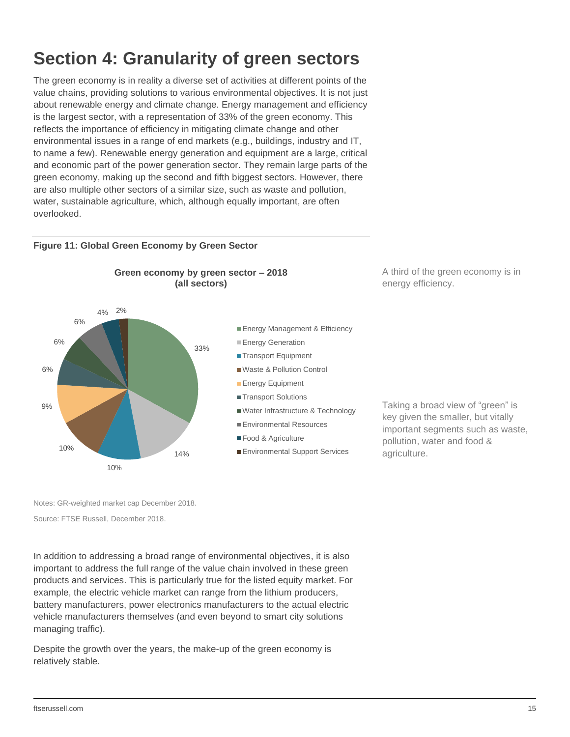# Section 4: Granularity of green sectors

The green economy is in reality a diverse set of activities at different points of the value chains, providing solutions to various environmental objectives. It is not just about renewable energy and climate change. Energy management and efficiency is the largest sector, with a representation of 33% of the green economy. This reflects the importance of efficiency in mitigating climate change and other environmental issues in a range of end markets (e.g., buildings, industry and IT, to name a few). Renewable energy generation and equipment are a large, critical and economic part of the power generation sector. They remain large parts of the green economy, making up the second and fifth biggest sectors. However, there are also multiple other sectors of a similar size, such as waste and pollution, water, sustainable agriculture, which, although equally important, are often overlooked.

**Figure 11: Global Green Economy by Green Sector**

**Green economy by green sector – 2018 (all sectors)**

| Green sector | Share |
|---|---|
| Energy Management & Efficiency | 33% |
| Energy Generation | 14% |
| Transport Equipment | 10% |
| Waste & Pollution Control | 10% |
| Energy Equipment | 9% |
| Transport Solutions | 6% |
| Water Infrastructure & Technology | 6% |
| Environmental Resources | 6% |
| Food & Agriculture | 4% |
| Environmental Support Services | 2% |

Notes: GR-weighted market cap December 2018.

Source: FTSE Russell, December 2018.

A third of the green economy is in energy efficiency.

Taking a broad view of "green" is key given the smaller, but vitally important segments such as waste, pollution, water and food & agriculture.

In addition to addressing a broad range of environmental objectives, it is also important to address the full range of the value chain involved in these green products and services. This is particularly true for the listed equity market. For example, the electric vehicle market can range from the lithium producers, battery manufacturers, power electronics manufacturers to the actual electric vehicle manufacturers themselves (and even beyond to smart city solutions managing traffic).

Despite the growth over the years, the make-up of the green economy is relatively stable.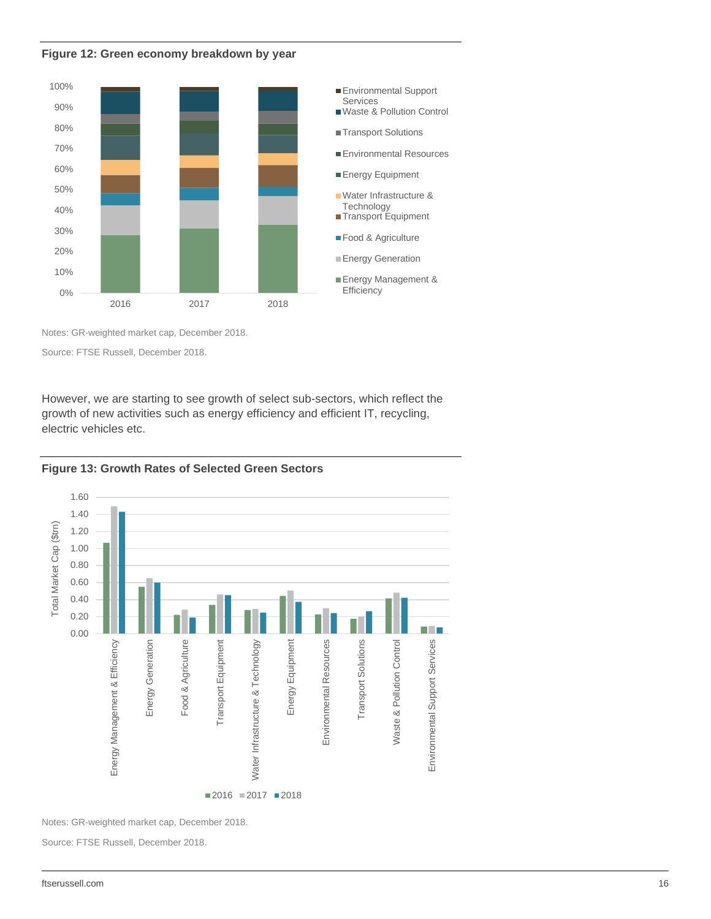**Figure 12: Green economy breakdown by year**

Notes: GR-weighted market cap, December 2018.

Source: FTSE Russell, December 2018.

However, we are starting to see growth of select sub-sectors, which reflect the growth of new activities such as energy efficiency and efficient IT, recycling, electric vehicles etc.

**Figure 13: Growth Rates of Selected Green Sectors**

Notes: GR-weighted market cap, December 2018.

Source: FTSE Russell, December 2018.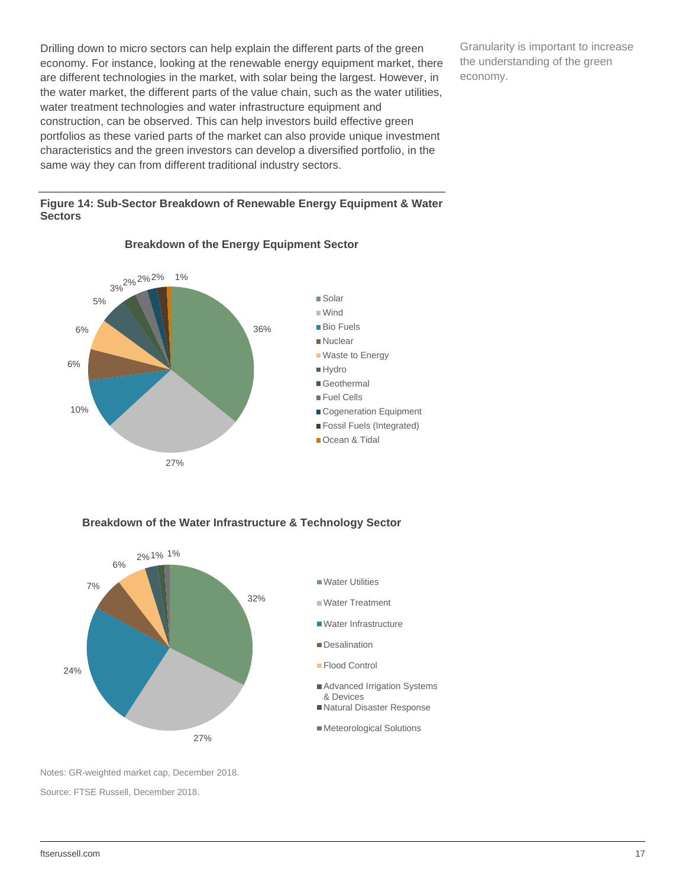Drilling down to micro sectors can help explain the different parts of the green economy. For instance, looking at the renewable energy equipment market, there are different technologies in the market, with solar being the largest. However, in the water market, the different parts of the value chain, such as the water utilities, water treatment technologies and water infrastructure equipment and construction, can be observed. This can help investors build effective green portfolios as these varied parts of the market can also provide unique investment characteristics and the green investors can develop a diversified portfolio, in the same way they can from different traditional industry sectors.

Granularity is important to increase the understanding of the green economy.

**Figure 14: Sub-Sector Breakdown of Renewable Energy Equipment & Water Sectors**

**Breakdown of the Energy Equipment Sector**

| Sub-sector | Share |
|---|---|
| Solar | 36% |
| Wind | 27% |
| Bio Fuels | 10% |
| Nuclear | 6% |
| Waste to Energy | 6% |
| Hydro | 5% |
| Geothermal | 3% |
| Fuel Cells | 2% |
| Cogeneration Equipment | 2% |
| Fossil Fuels (Integrated) | 2% |
| Ocean & Tidal | 1% |

**Breakdown of the Water Infrastructure & Technology Sector**

| Sub-sector | Share |
|---|---|
| Water Utilities | 32% |
| Water Treatment | 27% |
| Water Infrastructure | 24% |
| Desalination | 7% |
| Flood Control | 6% |
| Advanced Irrigation Systems & Devices | 2% |
| Natural Disaster Response | 1% |
| Meteorological Solutions | 1% |

Notes: GR-weighted market cap, December 2018.

Source: FTSE Russell, December 2018.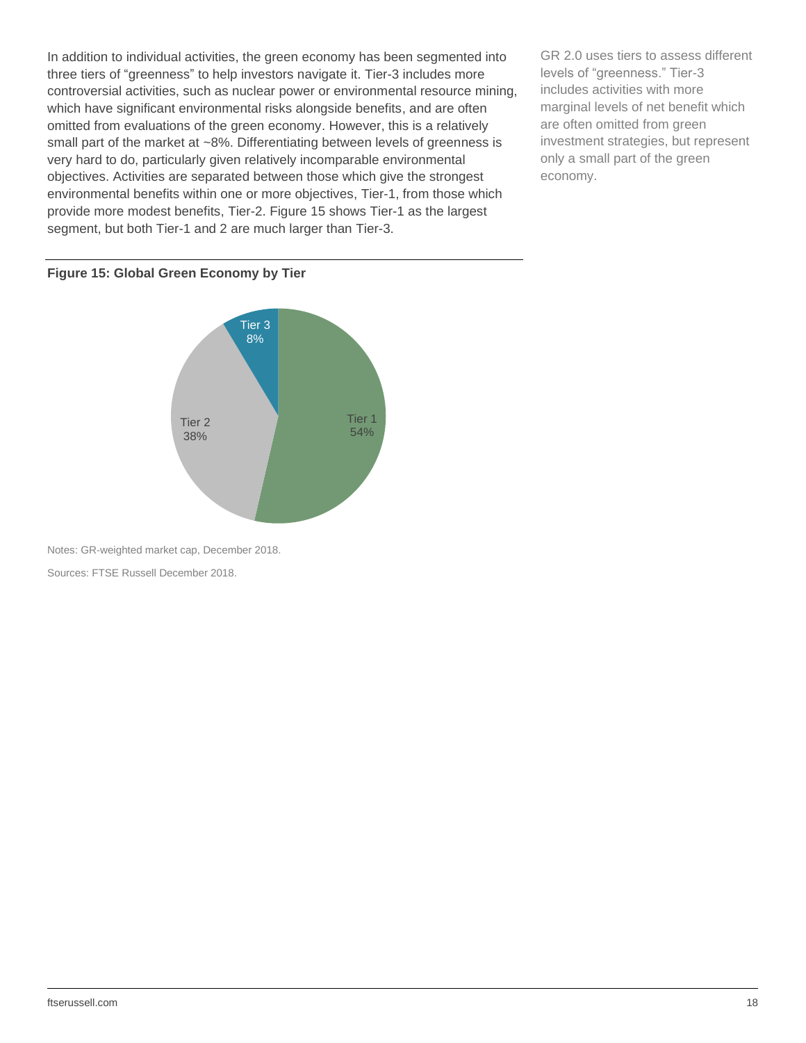In addition to individual activities, the green economy has been segmented into three tiers of "greenness" to help investors navigate it. Tier-3 includes more controversial activities, such as nuclear power or environmental resource mining, which have significant environmental risks alongside benefits, and are often omitted from evaluations of the green economy. However, this is a relatively small part of the market at ~8%. Differentiating between levels of greenness is very hard to do, particularly given relatively incomparable environmental objectives. Activities are separated between those which give the strongest environmental benefits within one or more objectives, Tier-1, from those which provide more modest benefits, Tier-2. Figure 15 shows Tier-1 as the largest segment, but both Tier-1 and 2 are much larger than Tier-3.

GR 2.0 uses tiers to assess different levels of "greenness." Tier-3 includes activities with more marginal levels of net benefit which are often omitted from green investment strategies, but represent only a small part of the green economy.

**Figure 15: Global Green Economy by Tier**

| Tier | Share |
|---|---|
| Tier 1 | 54% |
| Tier 2 | 38% |
| Tier 3 | 8% |

Notes: GR-weighted market cap, December 2018.

Sources: FTSE Russell December 2018.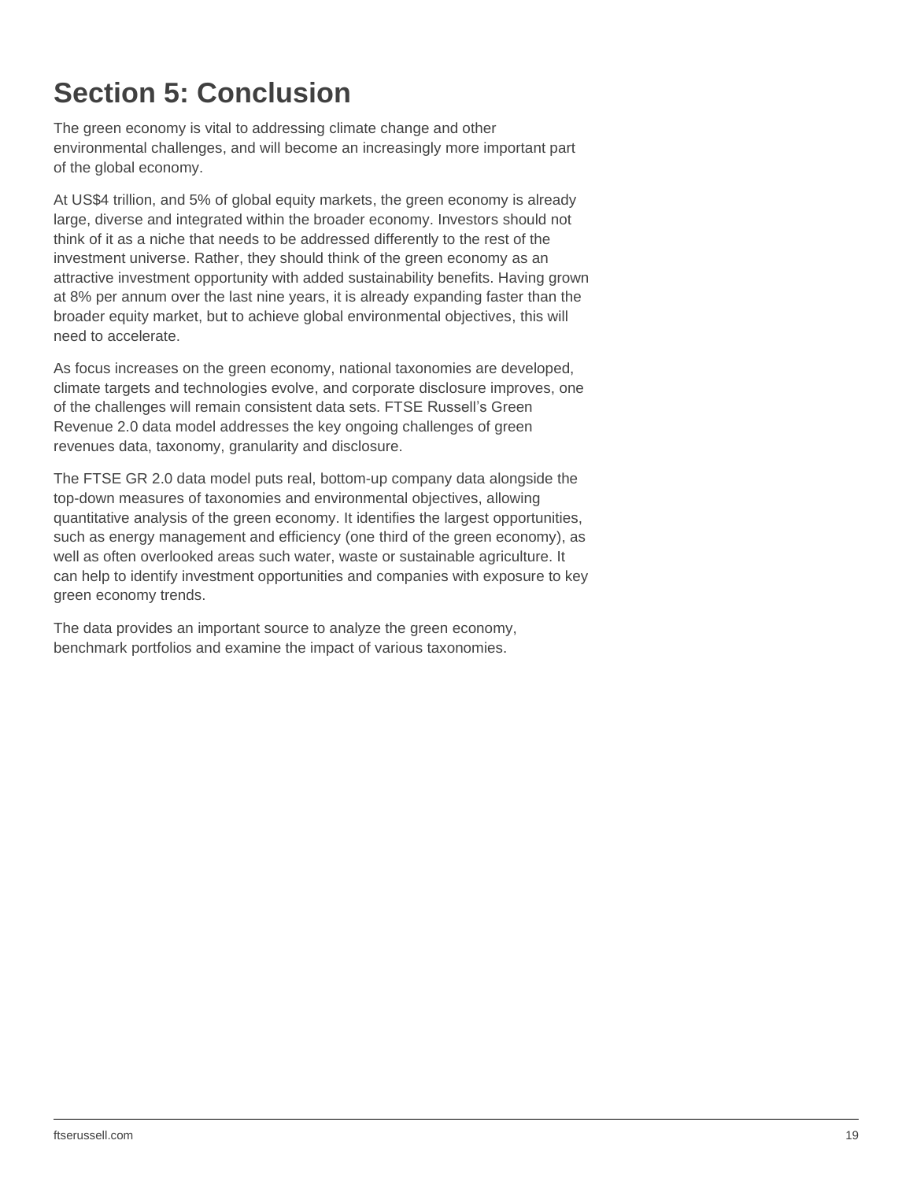# Section 5: Conclusion

The green economy is vital to addressing climate change and other environmental challenges, and will become an increasingly more important part of the global economy.

At US$4 trillion, and 5% of global equity markets, the green economy is already large, diverse and integrated within the broader economy. Investors should not think of it as a niche that needs to be addressed differently to the rest of the investment universe. Rather, they should think of the green economy as an attractive investment opportunity with added sustainability benefits. Having grown at 8% per annum over the last nine years, it is already expanding faster than the broader equity market, but to achieve global environmental objectives, this will need to accelerate.

As focus increases on the green economy, national taxonomies are developed, climate targets and technologies evolve, and corporate disclosure improves, one of the challenges will remain consistent data sets. FTSE Russell's Green Revenue 2.0 data model addresses the key ongoing challenges of green revenues data, taxonomy, granularity and disclosure.

The FTSE GR 2.0 data model puts real, bottom-up company data alongside the top-down measures of taxonomies and environmental objectives, allowing quantitative analysis of the green economy. It identifies the largest opportunities, such as energy management and efficiency (one third of the green economy), as well as often overlooked areas such water, waste or sustainable agriculture. It can help to identify investment opportunities and companies with exposure to key green economy trends.

The data provides an important source to analyze the green economy, benchmark portfolios and examine the impact of various taxonomies.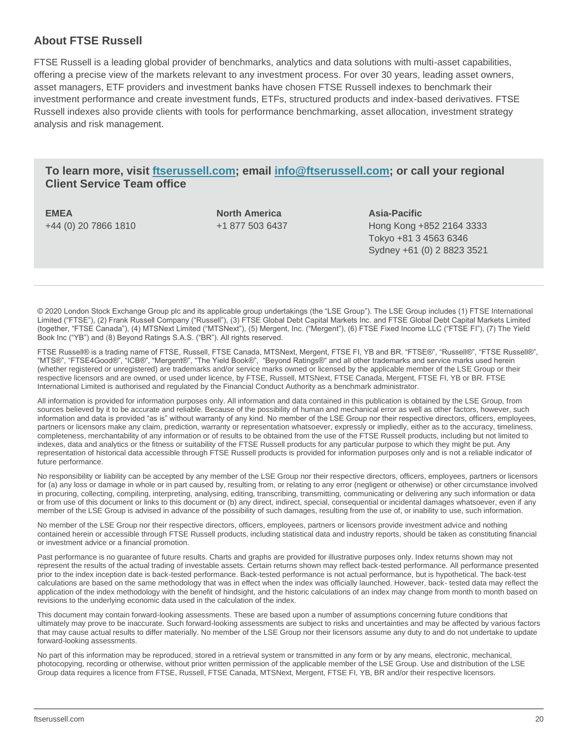## About FTSE Russell

FTSE Russell is a leading global provider of benchmarks, analytics and data solutions with multi-asset capabilities, offering a precise view of the markets relevant to any investment process. For over 30 years, leading asset owners, asset managers, ETF providers and investment banks have chosen FTSE Russell indexes to benchmark their investment performance and create investment funds, ETFs, structured products and index-based derivatives. FTSE Russell indexes also provide clients with tools for performance benchmarking, asset allocation, investment strategy analysis and risk management.

**To learn more, visit [ftserussell.com](http://ftserussell.com); email [info@ftserussell.com](mailto:info@ftserussell.com); or call your regional Client Service Team office**

**EMEA**
+44 (0) 20 7866 1810

**North America**
+1 877 503 6437

**Asia-Pacific**
Hong Kong +852 2164 3333
Tokyo +81 3 4563 6346
Sydney +61 (0) 2 8823 3521

---

© 2020 London Stock Exchange Group plc and its applicable group undertakings (the "LSE Group"). The LSE Group includes (1) FTSE International Limited ("FTSE"), (2) Frank Russell Company ("Russell"), (3) FTSE Global Debt Capital Markets Inc. and FTSE Global Debt Capital Markets Limited (together, "FTSE Canada"), (4) MTSNext Limited ("MTSNext"), (5) Mergent, Inc. ("Mergent"), (6) FTSE Fixed Income LLC ("FTSE FI"), (7) The Yield Book Inc ("YB") and (8) Beyond Ratings S.A.S. ("BR"). All rights reserved.

FTSE Russell® is a trading name of FTSE, Russell, FTSE Canada, MTSNext, Mergent, FTSE FI, YB and BR. "FTSE®", "Russell®", "FTSE Russell®", "MTS®", "FTSE4Good®", "ICB®", "Mergent®", "The Yield Book®", "Beyond Ratings®" and all other trademarks and service marks used herein (whether registered or unregistered) are trademarks and/or service marks owned or licensed by the applicable member of the LSE Group or their respective licensors and are owned, or used under licence, by FTSE, Russell, MTSNext, FTSE Canada, Mergent, FTSE FI, YB or BR. FTSE International Limited is authorised and regulated by the Financial Conduct Authority as a benchmark administrator.

All information is provided for information purposes only. All information and data contained in this publication is obtained by the LSE Group, from sources believed by it to be accurate and reliable. Because of the possibility of human and mechanical error as well as other factors, however, such information and data is provided "as is" without warranty of any kind. No member of the LSE Group nor their respective directors, officers, employees, partners or licensors make any claim, prediction, warranty or representation whatsoever, expressly or impliedly, either as to the accuracy, timeliness, completeness, merchantability of any information or of results to be obtained from the use of the FTSE Russell products, including but not limited to indexes, data and analytics or the fitness or suitability of the FTSE Russell products for any particular purpose to which they might be put. Any representation of historical data accessible through FTSE Russell products is provided for information purposes only and is not a reliable indicator of future performance.

No responsibility or liability can be accepted by any member of the LSE Group nor their respective directors, officers, employees, partners or licensors for (a) any loss or damage in whole or in part caused by, resulting from, or relating to any error (negligent or otherwise) or other circumstance involved in procuring, collecting, compiling, interpreting, analysing, editing, transcribing, transmitting, communicating or delivering any such information or data or from use of this document or links to this document or (b) any direct, indirect, special, consequential or incidental damages whatsoever, even if any member of the LSE Group is advised in advance of the possibility of such damages, resulting from the use of, or inability to use, such information.

No member of the LSE Group nor their respective directors, officers, employees, partners or licensors provide investment advice and nothing contained herein or accessible through FTSE Russell products, including statistical data and industry reports, should be taken as constituting financial or investment advice or a financial promotion.

Past performance is no guarantee of future results. Charts and graphs are provided for illustrative purposes only. Index returns shown may not represent the results of the actual trading of investable assets. Certain returns shown may reflect back-tested performance. All performance presented prior to the index inception date is back-tested performance. Back-tested performance is not actual performance, but is hypothetical. The back-test calculations are based on the same methodology that was in effect when the index was officially launched. However, back- tested data may reflect the application of the index methodology with the benefit of hindsight, and the historic calculations of an index may change from month to month based on revisions to the underlying economic data used in the calculation of the index.

This document may contain forward-looking assessments. These are based upon a number of assumptions concerning future conditions that ultimately may prove to be inaccurate. Such forward-looking assessments are subject to risks and uncertainties and may be affected by various factors that may cause actual results to differ materially. No member of the LSE Group nor their licensors assume any duty to and do not undertake to update forward-looking assessments.

No part of this information may be reproduced, stored in a retrieval system or transmitted in any form or by any means, electronic, mechanical, photocopying, recording or otherwise, without prior written permission of the applicable member of the LSE Group. Use and distribution of the LSE Group data requires a licence from FTSE, Russell, FTSE Canada, MTSNext, Mergent, FTSE FI, YB, BR and/or their respective licensors.